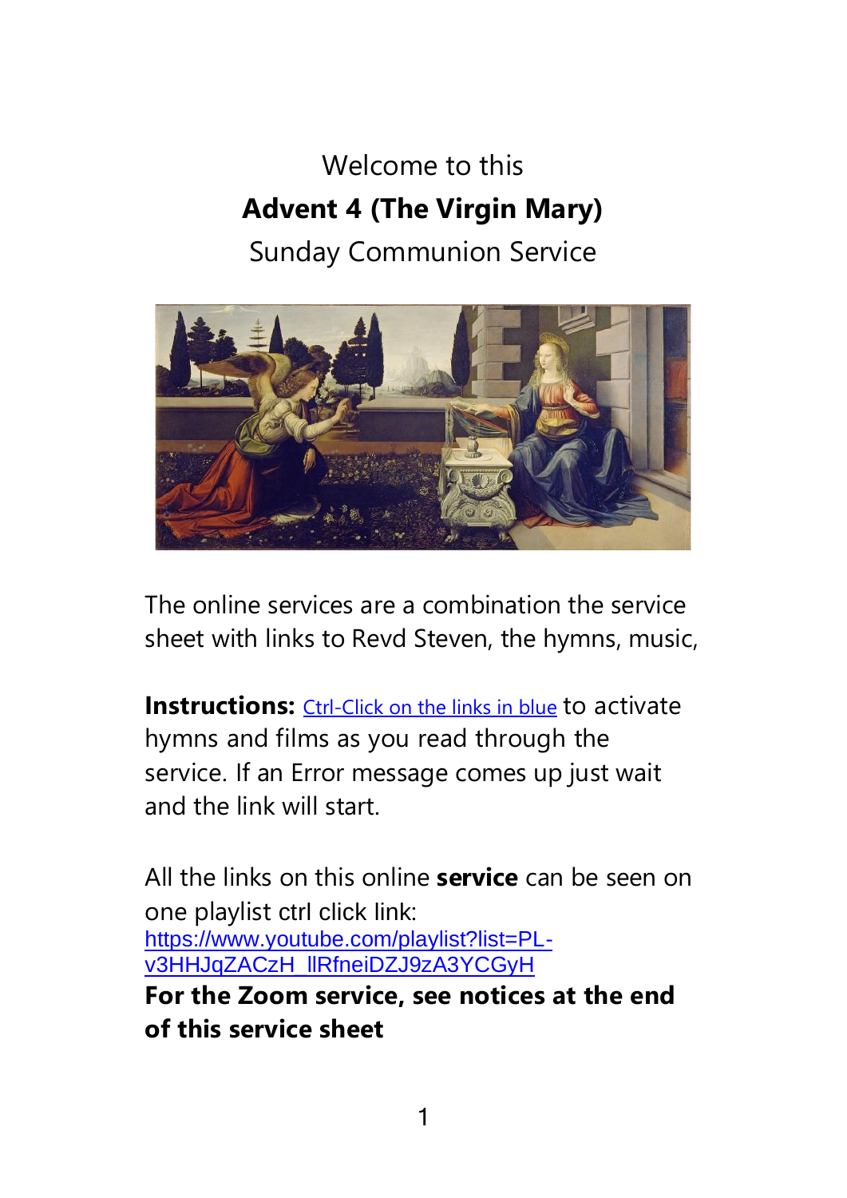Welcome to this

**Advent 4 (The Virgin Mary)**

Sunday Communion Service

The online services are a combination the service sheet with links to Revd Steven, the hymns, music,

**Instructions:** Ctrl-Click on the links in blue to activate hymns and films as you read through the service. If an Error message comes up just wait and the link will start.

All the links on this online **service** can be seen on one playlist ctrl click link: https://www.youtube.com/playlist?list=PL-v3HHJqZACzH_llRfneiDZJ9zA3YCGyH

**For the Zoom service, see notices at the end of this service sheet**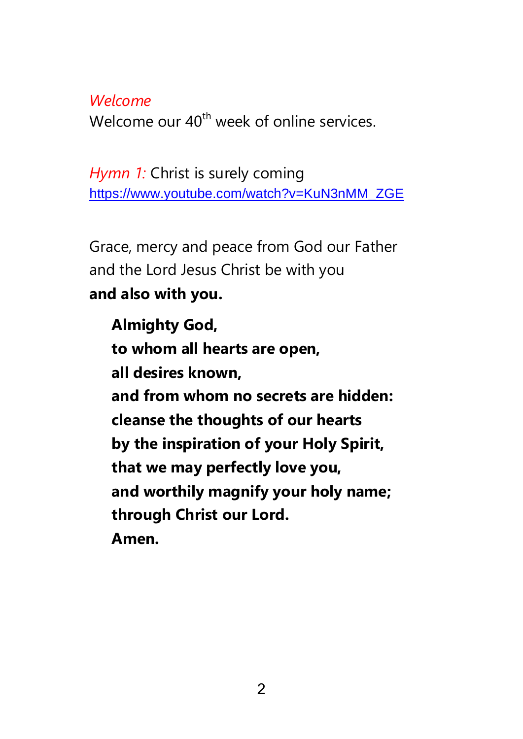*Welcome*

Welcome our 40th week of online services.

*Hymn 1:* Christ is surely coming
https://www.youtube.com/watch?v=KuN3nMM_ZGE

Grace, mercy and peace from God our Father
and the Lord Jesus Christ be with you
**and also with you.**

**Almighty God,**
**to whom all hearts are open,**
**all desires known,**
**and from whom no secrets are hidden:**
**cleanse the thoughts of our hearts**
**by the inspiration of your Holy Spirit,**
**that we may perfectly love you,**
**and worthily magnify your holy name;**
**through Christ our Lord.**
**Amen.**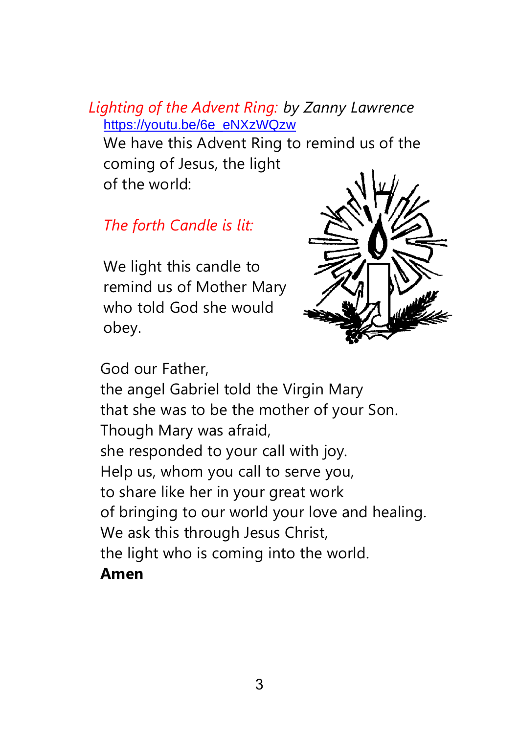*Lighting of the Advent Ring: by Zanny Lawrence*

https://youtu.be/6e_eNXzWQzw

We have this Advent Ring to remind us of the coming of Jesus, the light of the world:

*The forth Candle is lit:*

We light this candle to remind us of Mother Mary who told God she would obey.

God our Father,
the angel Gabriel told the Virgin Mary
that she was to be the mother of your Son.
Though Mary was afraid,
she responded to your call with joy.
Help us, whom you call to serve you,
to share like her in your great work
of bringing to our world your love and healing.
We ask this through Jesus Christ,
the light who is coming into the world.
**Amen**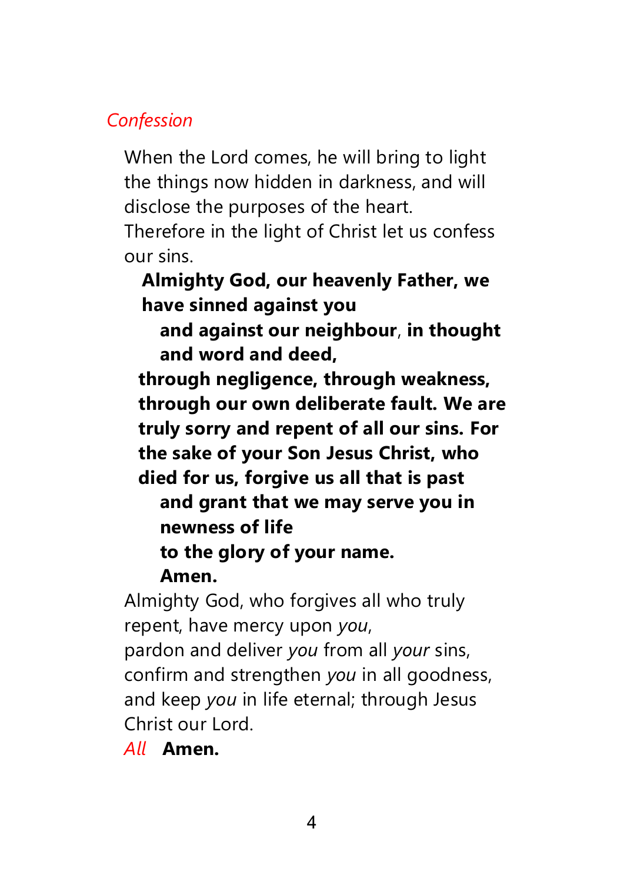*Confession*

When the Lord comes, he will bring to light the things now hidden in darkness, and will disclose the purposes of the heart.
Therefore in the light of Christ let us confess our sins.

**Almighty God, our heavenly Father, we have sinned against you**
**and against our neighbour, in thought and word and deed,**
**through negligence, through weakness, through our own deliberate fault. We are truly sorry and repent of all our sins. For the sake of your Son Jesus Christ, who died for us, forgive us all that is past**
**and grant that we may serve you in newness of life**
**to the glory of your name.**
**Amen.**

Almighty God, who forgives all who truly repent, have mercy upon *you*,
pardon and deliver *you* from all *your* sins,
confirm and strengthen *you* in all goodness,
and keep *you* in life eternal; through Jesus Christ our Lord.

*All* **Amen.**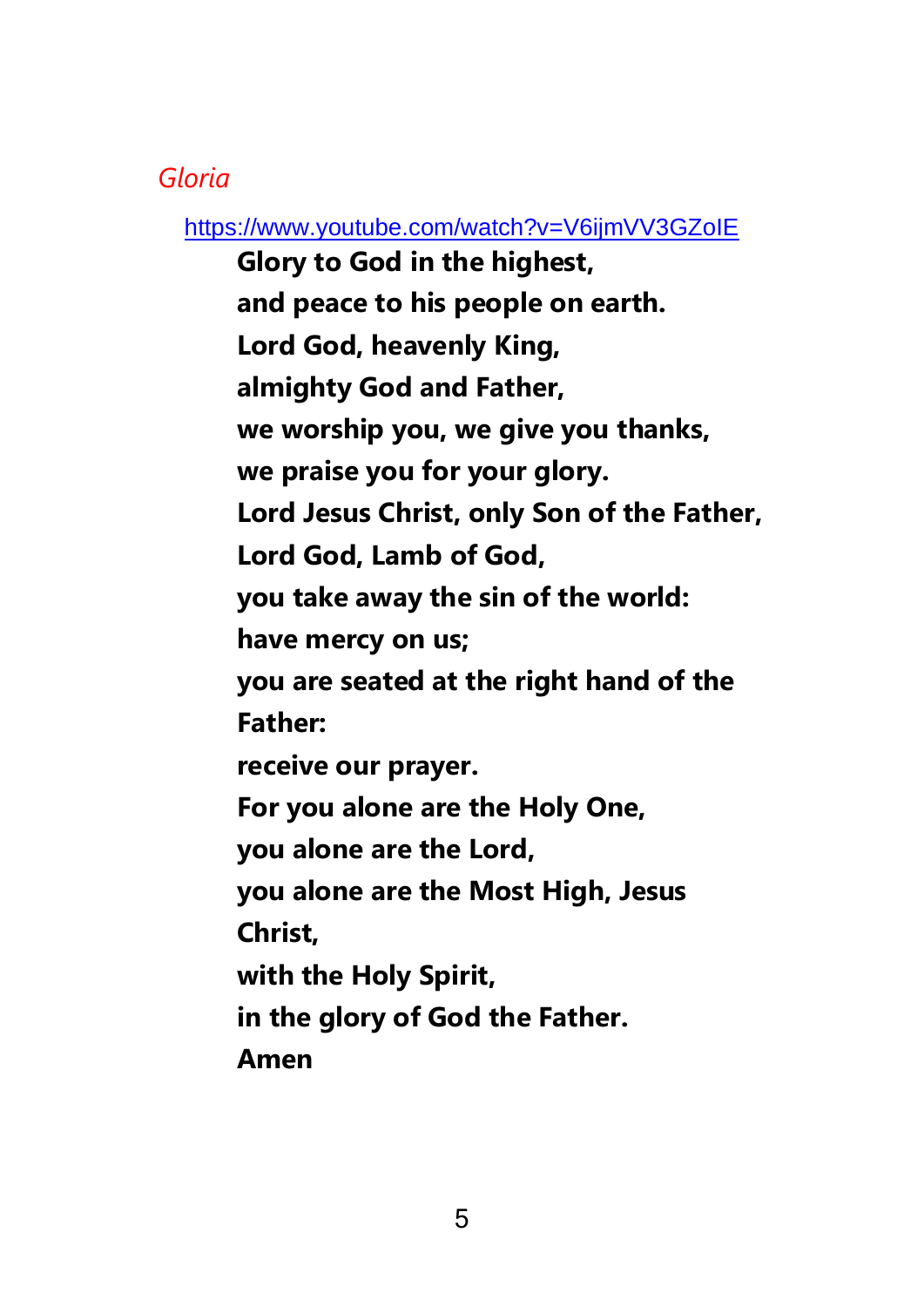*Gloria*

https://www.youtube.com/watch?v=V6ijmVV3GZoIE

**Glory to God in the highest,**
**and peace to his people on earth.**
**Lord God, heavenly King,**
**almighty God and Father,**
**we worship you, we give you thanks,**
**we praise you for your glory.**
**Lord Jesus Christ, only Son of the Father,**
**Lord God, Lamb of God,**
**you take away the sin of the world:**
**have mercy on us;**
**you are seated at the right hand of the Father:**
**receive our prayer.**
**For you alone are the Holy One,**
**you alone are the Lord,**
**you alone are the Most High, Jesus Christ,**
**with the Holy Spirit,**
**in the glory of God the Father.**
**Amen**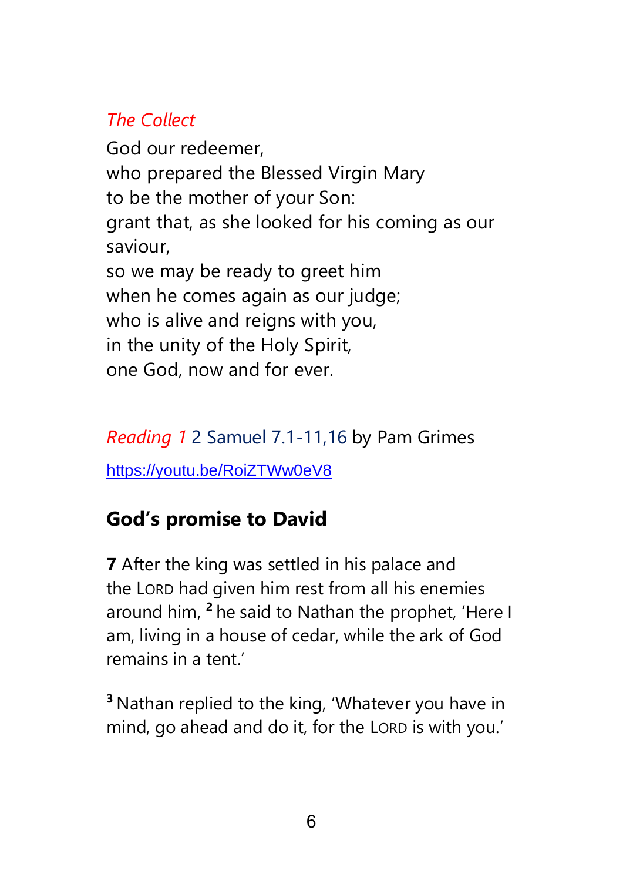*The Collect*

God our redeemer,
who prepared the Blessed Virgin Mary
to be the mother of your Son:
grant that, as she looked for his coming as our saviour,
so we may be ready to greet him
when he comes again as our judge;
who is alive and reigns with you,
in the unity of the Holy Spirit,
one God, now and for ever.

*Reading 1* 2 Samuel 7.1-11,16 by Pam Grimes

https://youtu.be/RoiZTWw0eV8

## God's promise to David

**7** After the king was settled in his palace and the LORD had given him rest from all his enemies around him, [2] he said to Nathan the prophet, 'Here I am, living in a house of cedar, while the ark of God remains in a tent.'

[3] Nathan replied to the king, 'Whatever you have in mind, go ahead and do it, for the LORD is with you.'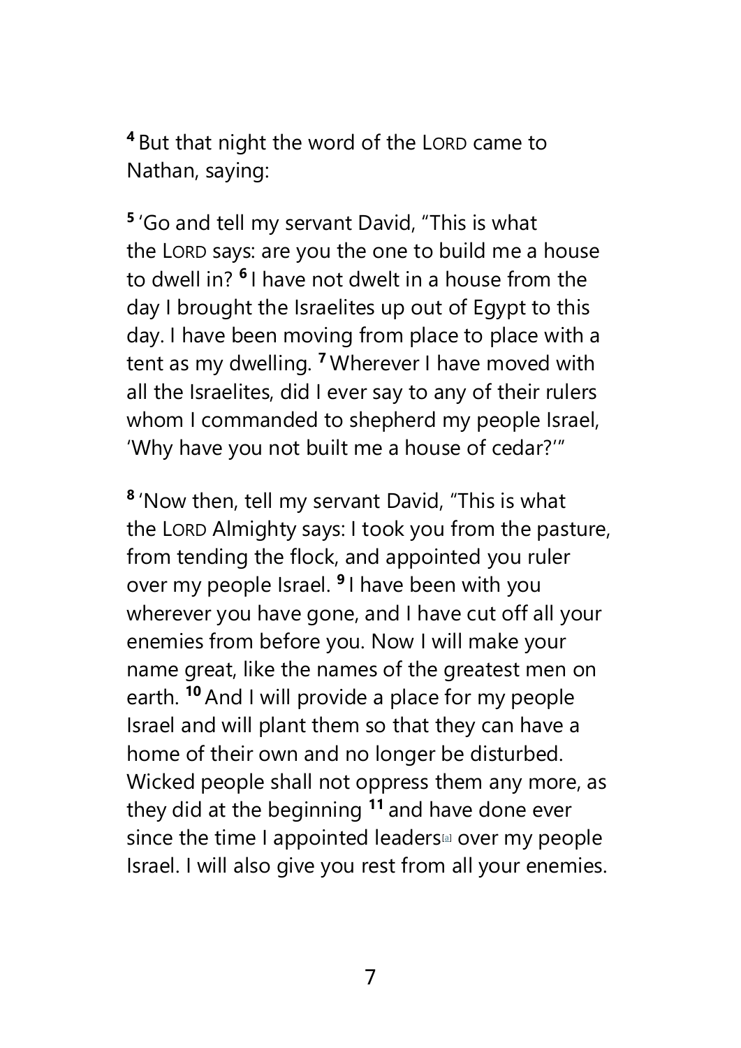[4] But that night the word of the LORD came to Nathan, saying:

[5] 'Go and tell my servant David, "This is what the LORD says: are you the one to build me a house to dwell in? [6] I have not dwelt in a house from the day I brought the Israelites up out of Egypt to this day. I have been moving from place to place with a tent as my dwelling. [7] Wherever I have moved with all the Israelites, did I ever say to any of their rulers whom I commanded to shepherd my people Israel, 'Why have you not built me a house of cedar?'"

[8] 'Now then, tell my servant David, "This is what the LORD Almighty says: I took you from the pasture, from tending the flock, and appointed you ruler over my people Israel. [9] I have been with you wherever you have gone, and I have cut off all your enemies from before you. Now I will make your name great, like the names of the greatest men on earth. [10] And I will provide a place for my people Israel and will plant them so that they can have a home of their own and no longer be disturbed. Wicked people shall not oppress them any more, as they did at the beginning [11] and have done ever since the time I appointed leaders[a] over my people Israel. I will also give you rest from all your enemies.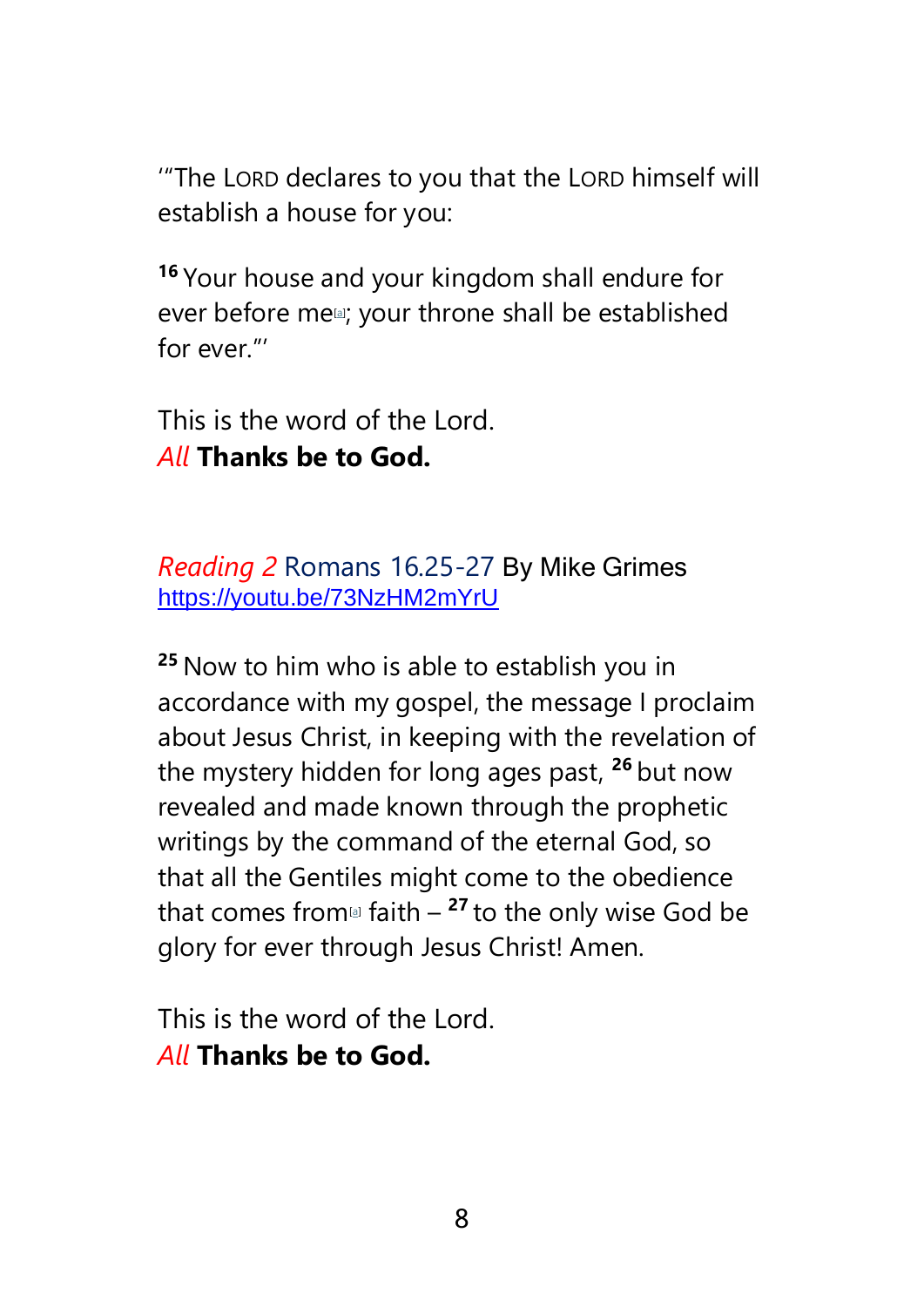'"The LORD declares to you that the LORD himself will establish a house for you:

[16] Your house and your kingdom shall endure for ever before me[a]; your throne shall be established for ever."'

This is the word of the Lord.
*All* **Thanks be to God.**

*Reading 2* Romans 16.25-27 By Mike Grimes
https://youtu.be/73NzHM2mYrU

[25] Now to him who is able to establish you in accordance with my gospel, the message I proclaim about Jesus Christ, in keeping with the revelation of the mystery hidden for long ages past, [26] but now revealed and made known through the prophetic writings by the command of the eternal God, so that all the Gentiles might come to the obedience that comes from[a] faith – [27] to the only wise God be glory for ever through Jesus Christ! Amen.

This is the word of the Lord.
*All* **Thanks be to God.**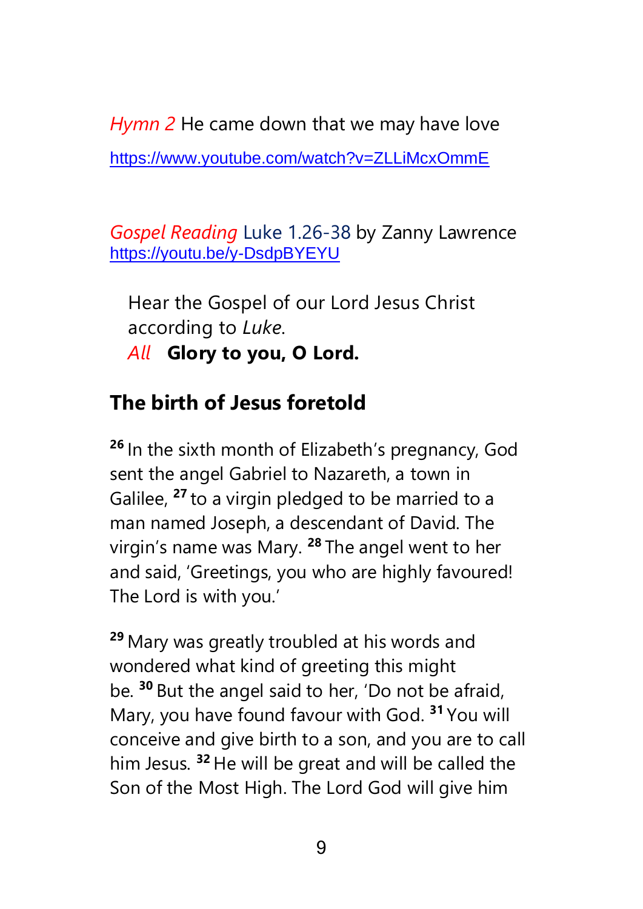*Hymn 2* He came down that we may have love

https://www.youtube.com/watch?v=ZLLiMcxOmmE

*Gospel Reading* Luke 1.26-38 by Zanny Lawrence
https://youtu.be/y-DsdpBYEYU

Hear the Gospel of our Lord Jesus Christ according to *Luke*.

*All* **Glory to you, O Lord.**

## The birth of Jesus foretold

[26] In the sixth month of Elizabeth's pregnancy, God sent the angel Gabriel to Nazareth, a town in Galilee, [27] to a virgin pledged to be married to a man named Joseph, a descendant of David. The virgin's name was Mary. [28] The angel went to her and said, 'Greetings, you who are highly favoured! The Lord is with you.'

[29] Mary was greatly troubled at his words and wondered what kind of greeting this might be. [30] But the angel said to her, 'Do not be afraid, Mary, you have found favour with God. [31] You will conceive and give birth to a son, and you are to call him Jesus. [32] He will be great and will be called the Son of the Most High. The Lord God will give him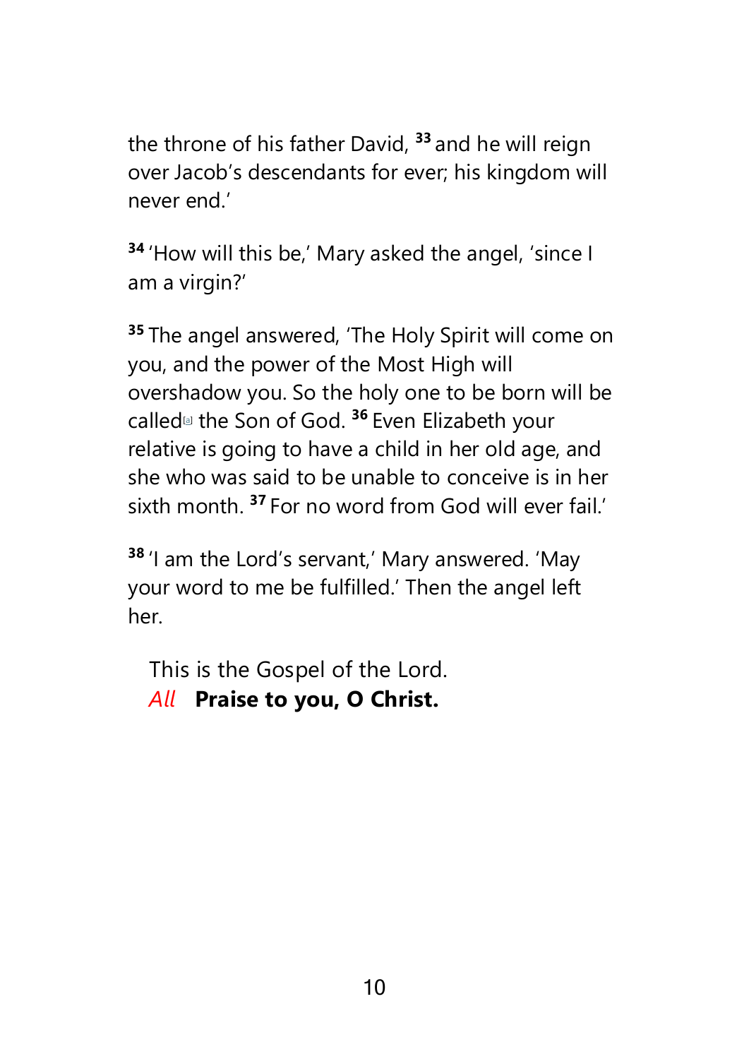the throne of his father David, [33] and he will reign over Jacob's descendants for ever; his kingdom will never end.'

[34] 'How will this be,' Mary asked the angel, 'since I am a virgin?'

[35] The angel answered, 'The Holy Spirit will come on you, and the power of the Most High will overshadow you. So the holy one to be born will be called[a] the Son of God. [36] Even Elizabeth your relative is going to have a child in her old age, and she who was said to be unable to conceive is in her sixth month. [37] For no word from God will ever fail.'

[38] 'I am the Lord's servant,' Mary answered. 'May your word to me be fulfilled.' Then the angel left her.

This is the Gospel of the Lord.
*All* **Praise to you, O Christ.**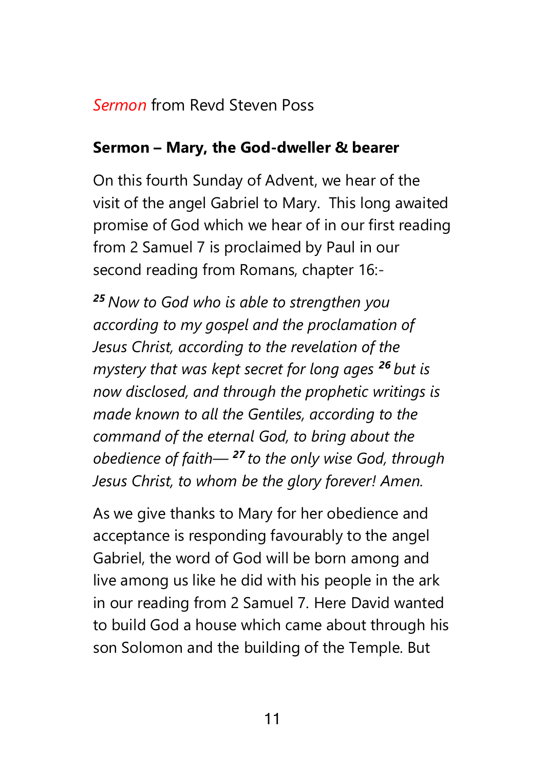*Sermon* from Revd Steven Poss

**Sermon – Mary, the God-dweller & bearer**

On this fourth Sunday of Advent, we hear of the visit of the angel Gabriel to Mary. This long awaited promise of God which we hear of in our first reading from 2 Samuel 7 is proclaimed by Paul in our second reading from Romans, chapter 16:-

***25*** *Now to God who is able to strengthen you according to my gospel and the proclamation of Jesus Christ, according to the revelation of the mystery that was kept secret for long ages* ***26*** *but is now disclosed, and through the prophetic writings is made known to all the Gentiles, according to the command of the eternal God, to bring about the obedience of faith—* ***27*** *to the only wise God, through Jesus Christ, to whom be the glory forever! Amen.*

As we give thanks to Mary for her obedience and acceptance is responding favourably to the angel Gabriel, the word of God will be born among and live among us like he did with his people in the ark in our reading from 2 Samuel 7. Here David wanted to build God a house which came about through his son Solomon and the building of the Temple. But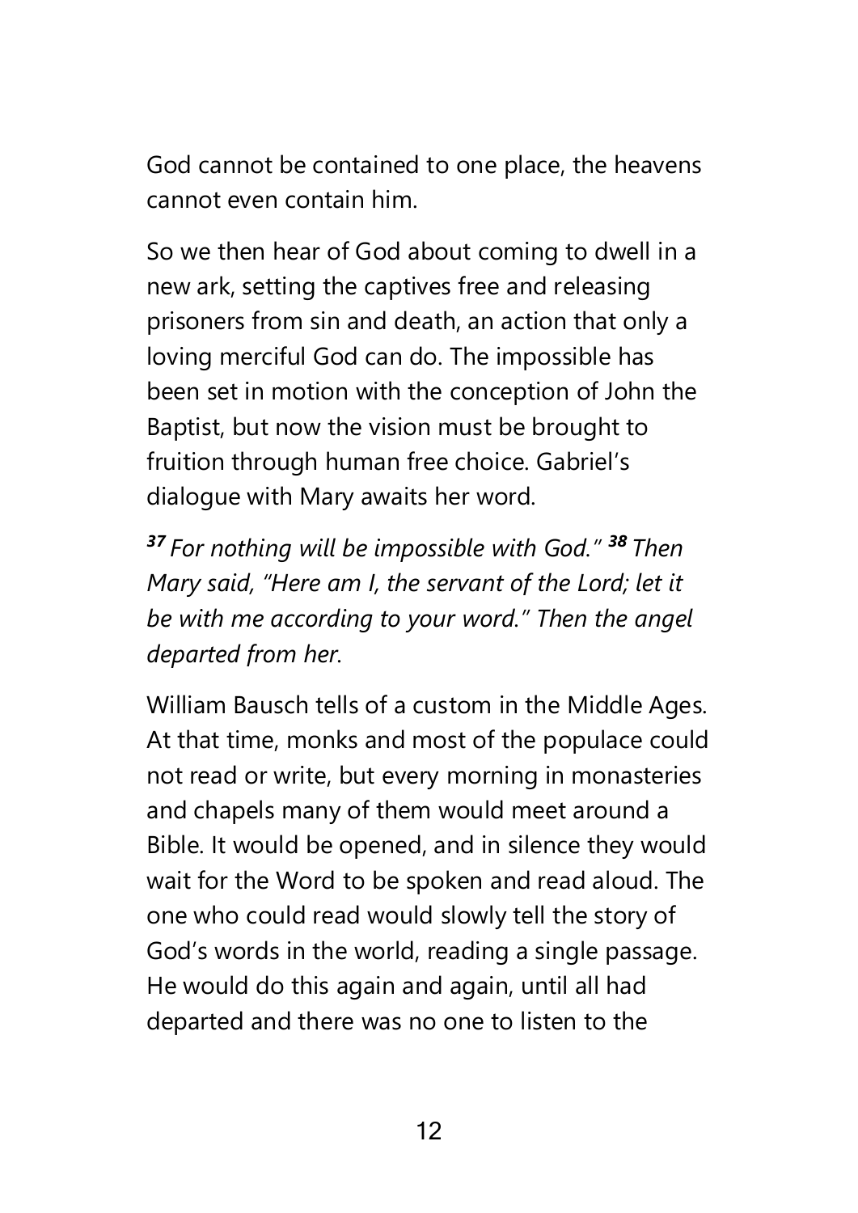God cannot be contained to one place, the heavens cannot even contain him.

So we then hear of God about coming to dwell in a new ark, setting the captives free and releasing prisoners from sin and death, an action that only a loving merciful God can do. The impossible has been set in motion with the conception of John the Baptist, but now the vision must be brought to fruition through human free choice. Gabriel's dialogue with Mary awaits her word.

***37*** *For nothing will be impossible with God."* ***38*** *Then Mary said, "Here am I, the servant of the Lord; let it be with me according to your word." Then the angel departed from her.*

William Bausch tells of a custom in the Middle Ages. At that time, monks and most of the populace could not read or write, but every morning in monasteries and chapels many of them would meet around a Bible. It would be opened, and in silence they would wait for the Word to be spoken and read aloud. The one who could read would slowly tell the story of God's words in the world, reading a single passage. He would do this again and again, until all had departed and there was no one to listen to the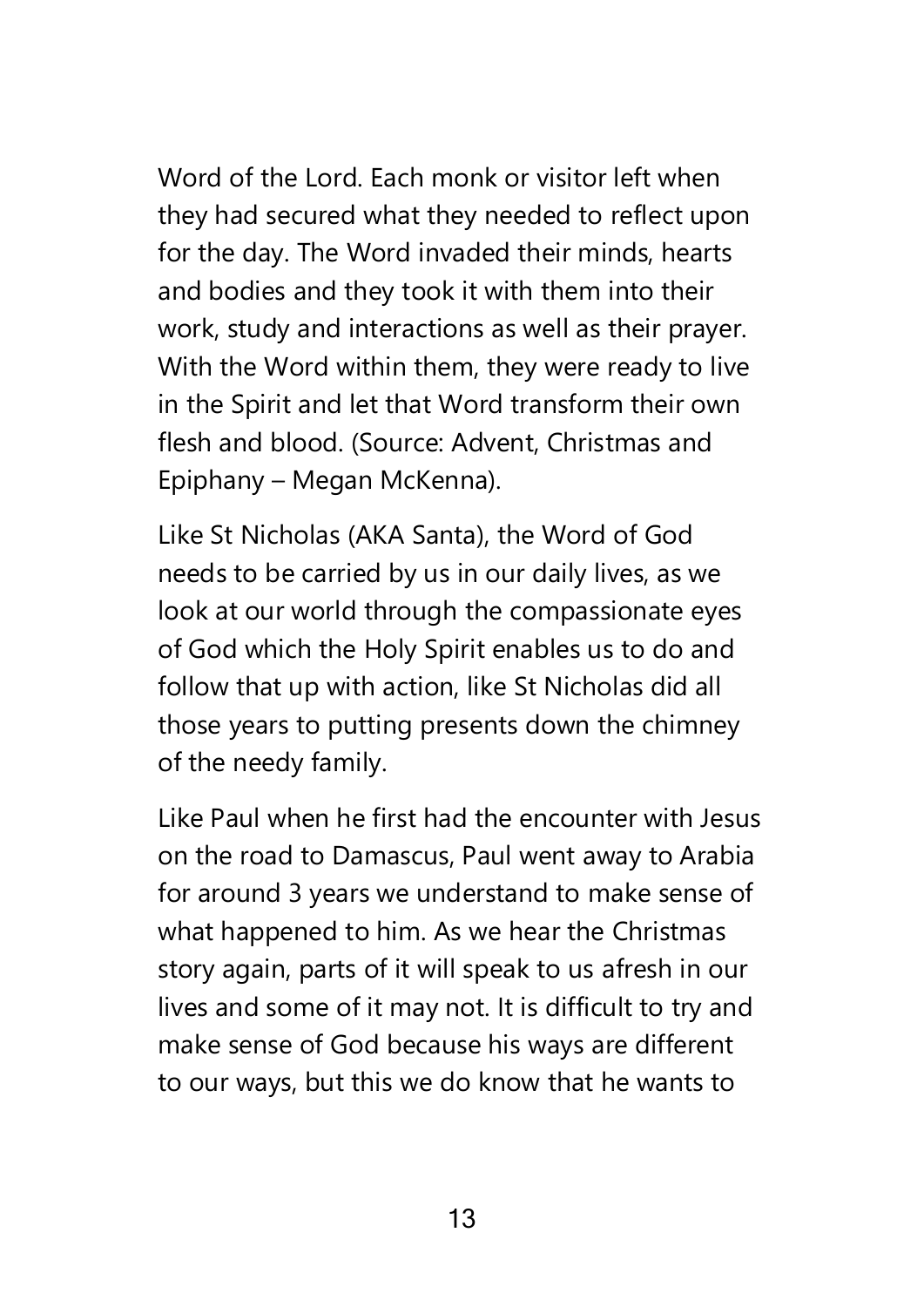Word of the Lord. Each monk or visitor left when they had secured what they needed to reflect upon for the day. The Word invaded their minds, hearts and bodies and they took it with them into their work, study and interactions as well as their prayer. With the Word within them, they were ready to live in the Spirit and let that Word transform their own flesh and blood. (Source: Advent, Christmas and Epiphany – Megan McKenna).

Like St Nicholas (AKA Santa), the Word of God needs to be carried by us in our daily lives, as we look at our world through the compassionate eyes of God which the Holy Spirit enables us to do and follow that up with action, like St Nicholas did all those years to putting presents down the chimney of the needy family.

Like Paul when he first had the encounter with Jesus on the road to Damascus, Paul went away to Arabia for around 3 years we understand to make sense of what happened to him. As we hear the Christmas story again, parts of it will speak to us afresh in our lives and some of it may not. It is difficult to try and make sense of God because his ways are different to our ways, but this we do know that he wants to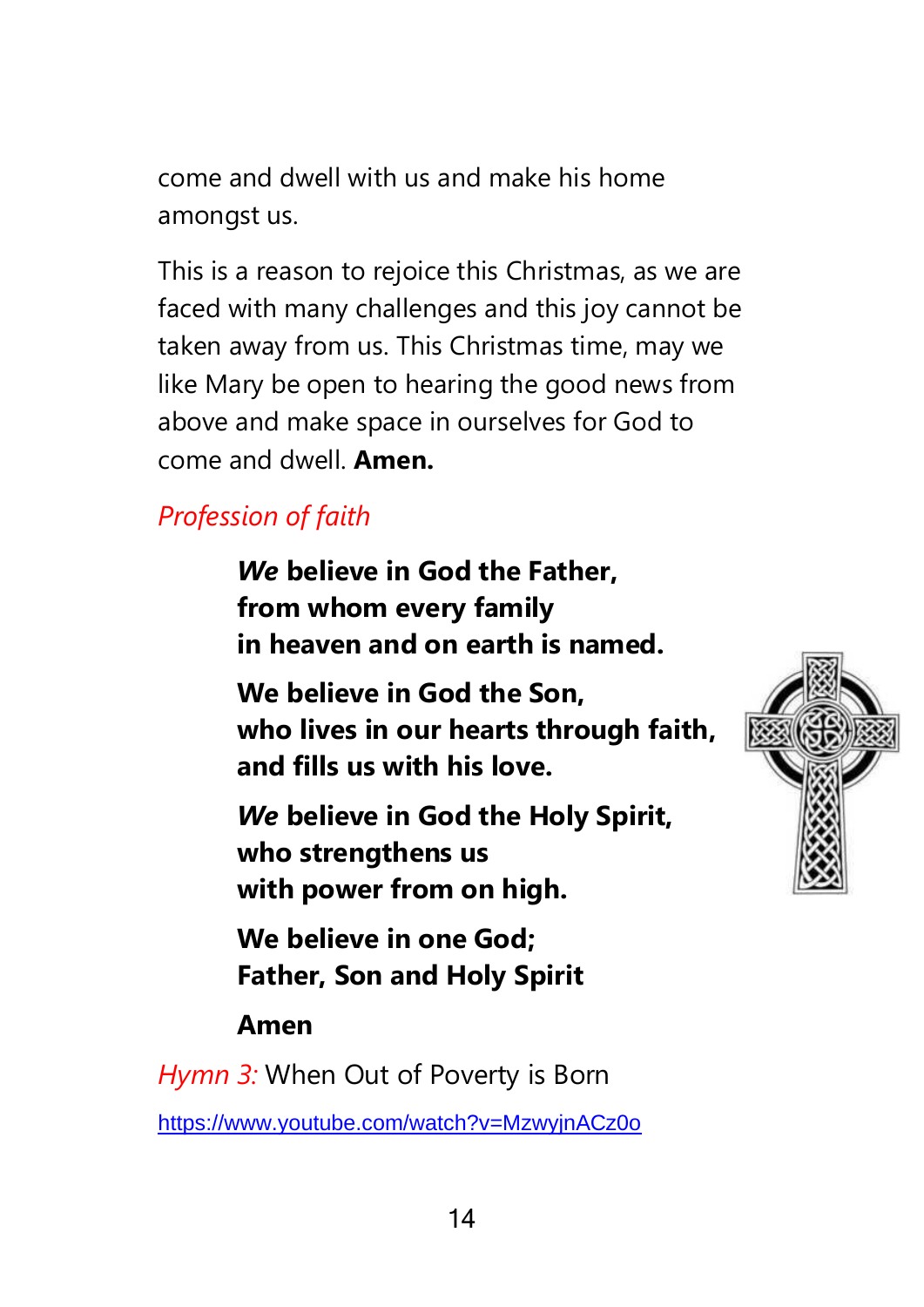come and dwell with us and make his home amongst us.

This is a reason to rejoice this Christmas, as we are faced with many challenges and this joy cannot be taken away from us. This Christmas time, may we like Mary be open to hearing the good news from above and make space in ourselves for God to come and dwell. **Amen.**

*Profession of faith*

> ***We*** **believe in God the Father,**
> **from whom every family**
> **in heaven and on earth is named.**
>
> **We believe in God the Son,**
> **who lives in our hearts through faith,**
> **and fills us with his love.**
>
> ***We*** **believe in God the Holy Spirit,**
> **who strengthens us**
> **with power from on high.**
>
> **We believe in one God;**
> **Father, Son and Holy Spirit**
>
> **Amen**

*Hymn 3:* When Out of Poverty is Born

https://www.youtube.com/watch?v=MzwyjnACz0o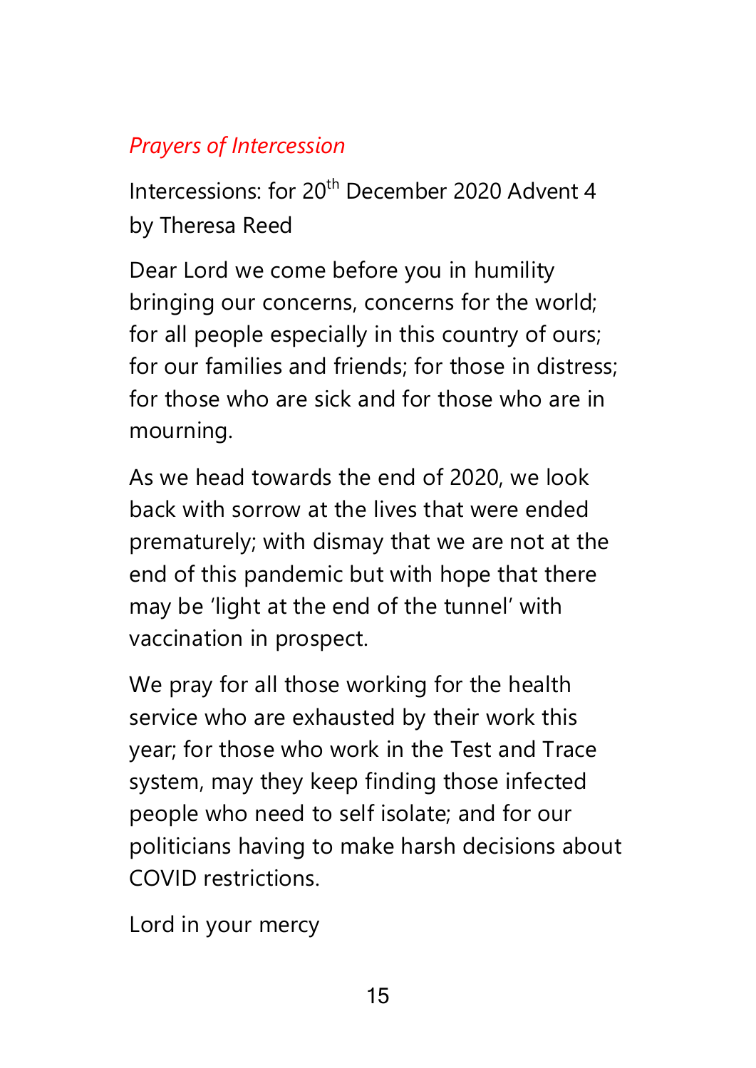*Prayers of Intercession*

Intercessions: for 20th December 2020 Advent 4 by Theresa Reed

Dear Lord we come before you in humility bringing our concerns, concerns for the world; for all people especially in this country of ours; for our families and friends; for those in distress; for those who are sick and for those who are in mourning.

As we head towards the end of 2020, we look back with sorrow at the lives that were ended prematurely; with dismay that we are not at the end of this pandemic but with hope that there may be 'light at the end of the tunnel' with vaccination in prospect.

We pray for all those working for the health service who are exhausted by their work this year; for those who work in the Test and Trace system, may they keep finding those infected people who need to self isolate; and for our politicians having to make harsh decisions about COVID restrictions.

Lord in your mercy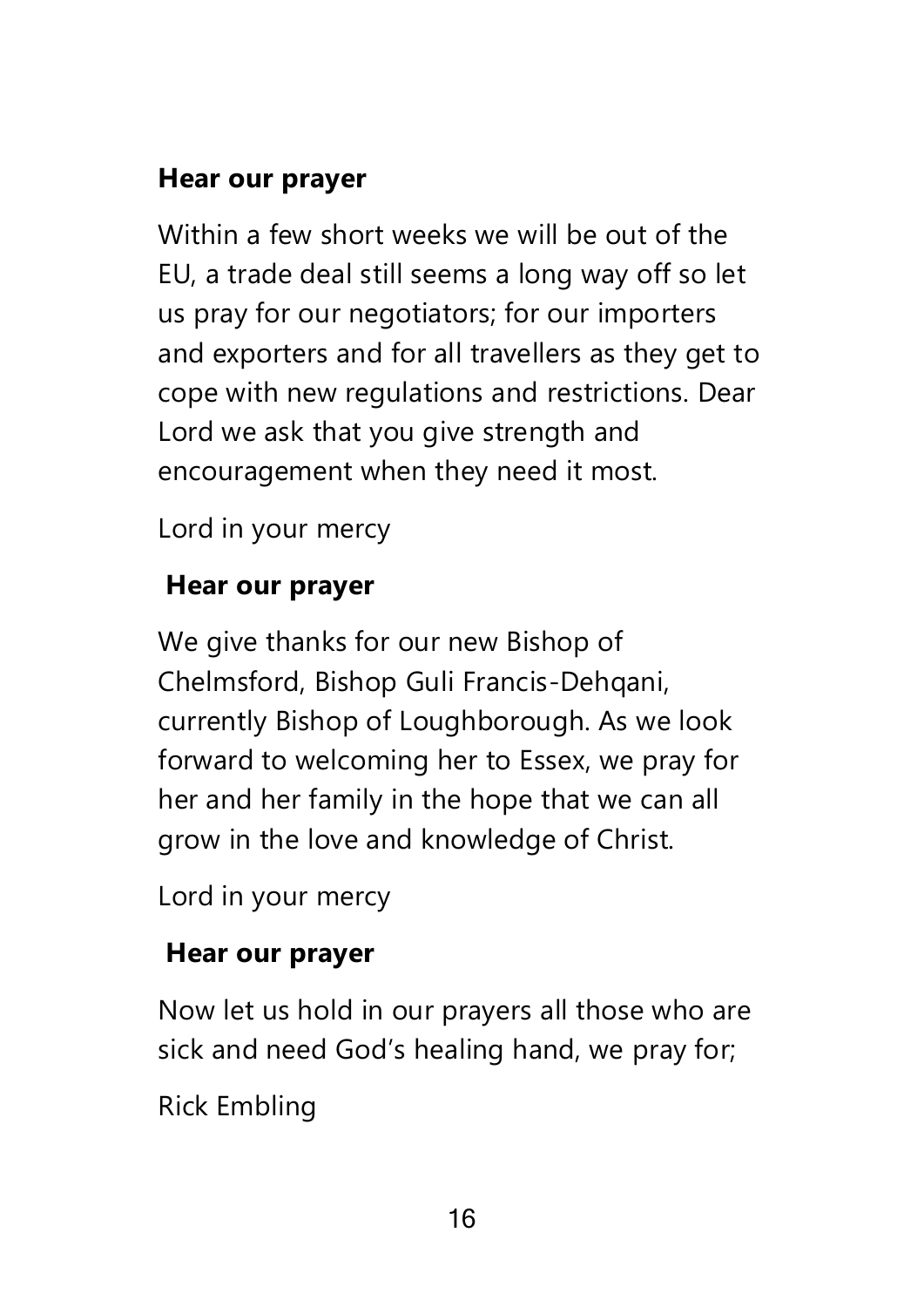**Hear our prayer**

Within a few short weeks we will be out of the EU, a trade deal still seems a long way off so let us pray for our negotiators; for our importers and exporters and for all travellers as they get to cope with new regulations and restrictions. Dear Lord we ask that you give strength and encouragement when they need it most.

Lord in your mercy

**Hear our prayer**

We give thanks for our new Bishop of Chelmsford, Bishop Guli Francis-Dehqani, currently Bishop of Loughborough. As we look forward to welcoming her to Essex, we pray for her and her family in the hope that we can all grow in the love and knowledge of Christ.

Lord in your mercy

**Hear our prayer**

Now let us hold in our prayers all those who are sick and need God's healing hand, we pray for;

Rick Embling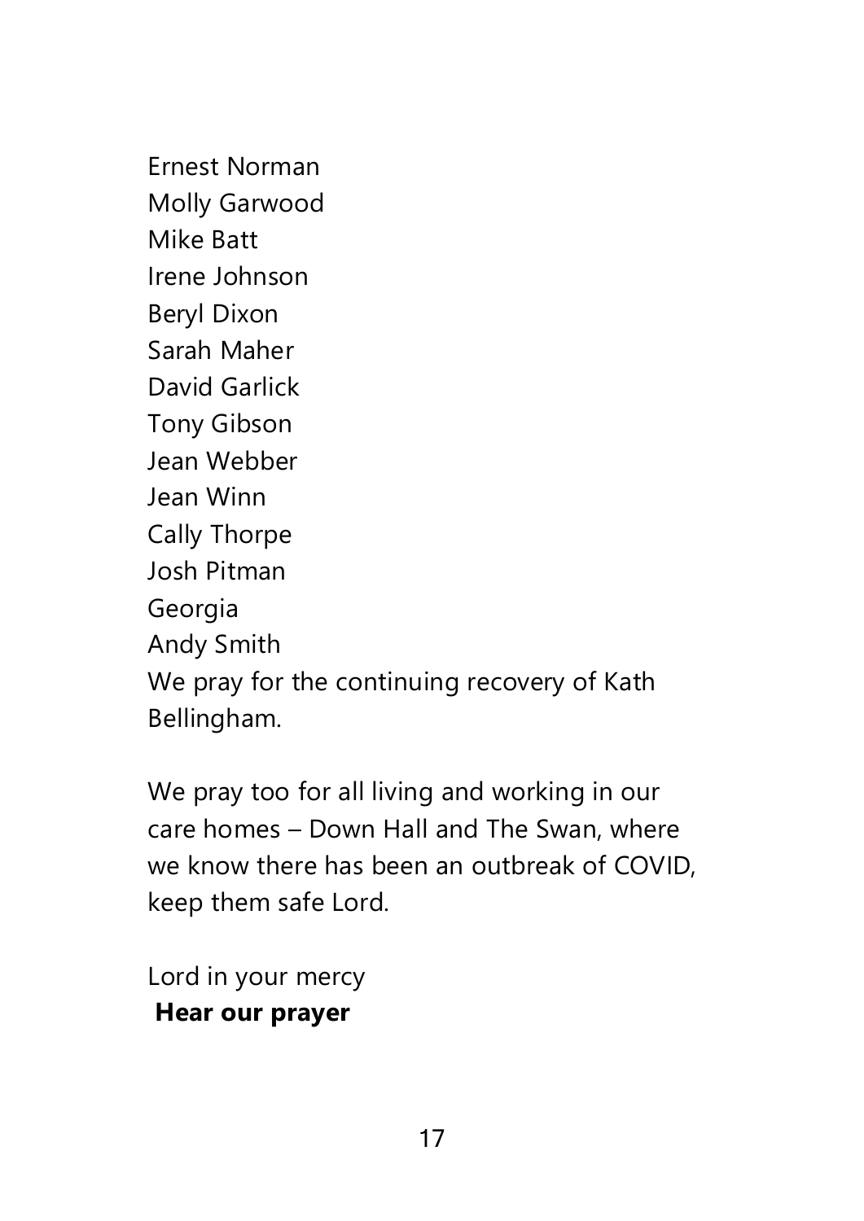Ernest Norman  
Molly Garwood  
Mike Batt  
Irene Johnson  
Beryl Dixon  
Sarah Maher  
David Garlick  
Tony Gibson  
Jean Webber  
Jean Winn  
Cally Thorpe  
Josh Pitman  
Georgia  
Andy Smith  
We pray for the continuing recovery of Kath Bellingham.

We pray too for all living and working in our care homes – Down Hall and The Swan, where we know there has been an outbreak of COVID, keep them safe Lord.

Lord in your mercy  
**Hear our prayer**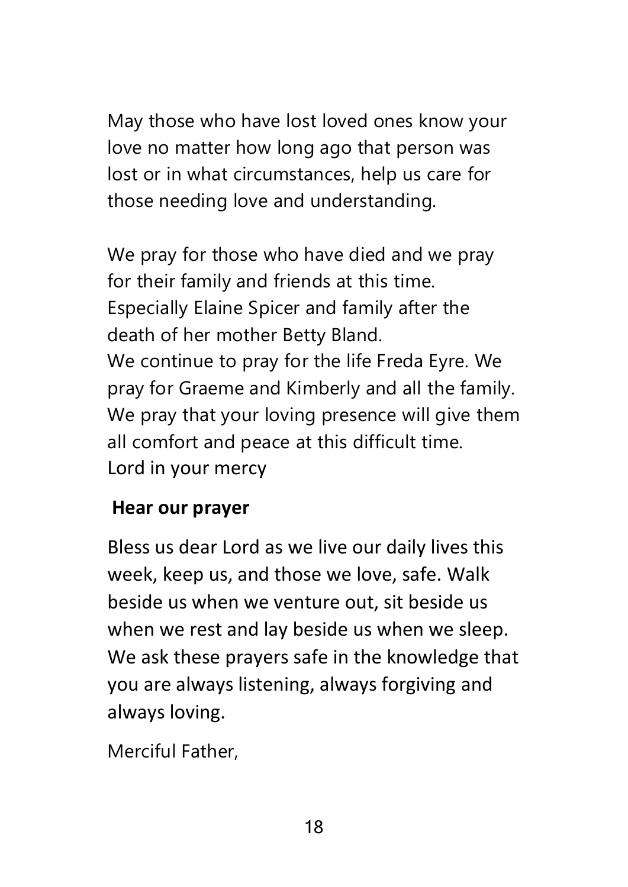May those who have lost loved ones know your love no matter how long ago that person was lost or in what circumstances, help us care for those needing love and understanding.

We pray for those who have died and we pray for their family and friends at this time. Especially Elaine Spicer and family after the death of her mother Betty Bland.
We continue to pray for the life Freda Eyre. We pray for Graeme and Kimberly and all the family. We pray that your loving presence will give them all comfort and peace at this difficult time.
Lord in your mercy

**Hear our prayer**

Bless us dear Lord as we live our daily lives this week, keep us, and those we love, safe. Walk beside us when we venture out, sit beside us when we rest and lay beside us when we sleep. We ask these prayers safe in the knowledge that you are always listening, always forgiving and always loving.

Merciful Father,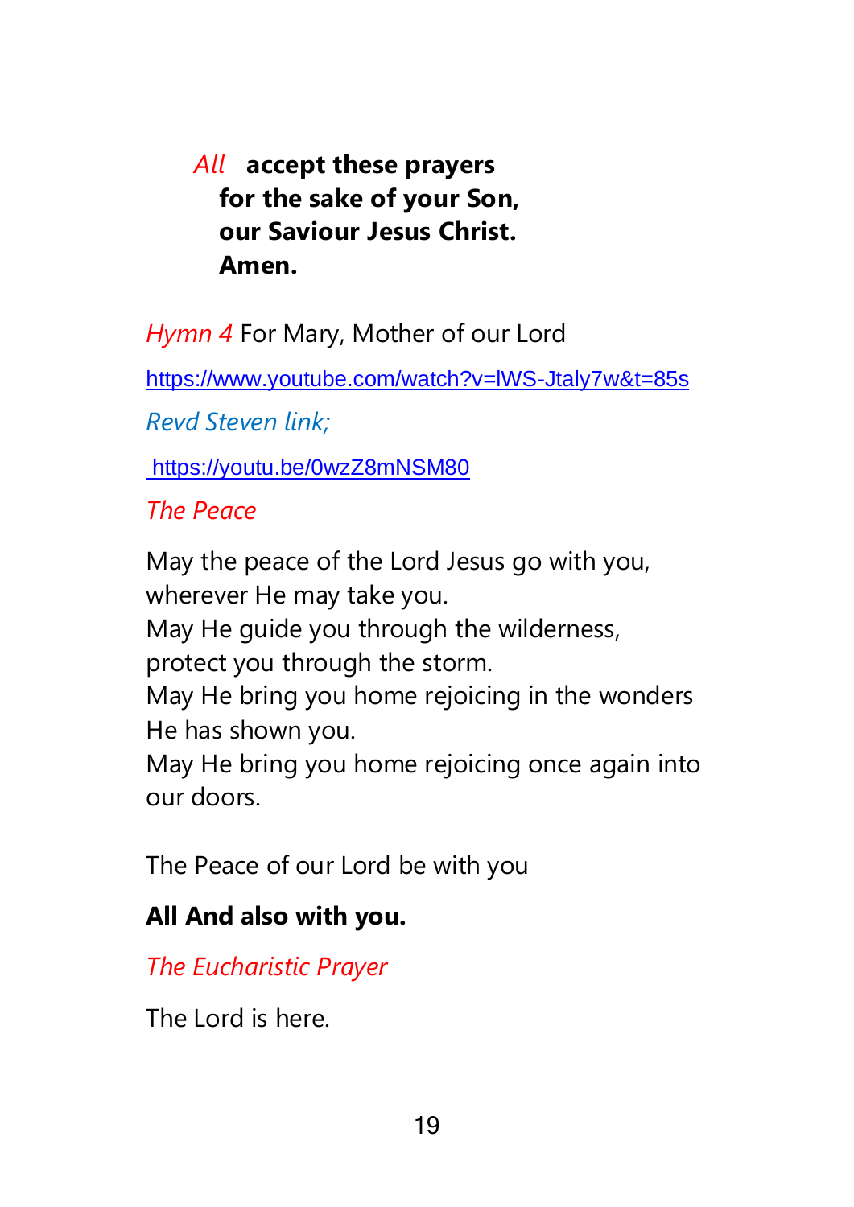*All* **accept these prayers**
**for the sake of your Son,**
**our Saviour Jesus Christ.**
**Amen.**

*Hymn 4* For Mary, Mother of our Lord

https://www.youtube.com/watch?v=lWS-Jtaly7w&t=85s

*Revd Steven link;*

https://youtu.be/0wzZ8mNSM80

*The Peace*

May the peace of the Lord Jesus go with you,
wherever He may take you.
May He guide you through the wilderness,
protect you through the storm.
May He bring you home rejoicing in the wonders He has shown you.
May He bring you home rejoicing once again into our doors.

The Peace of our Lord be with you

**All And also with you.**

*The Eucharistic Prayer*

The Lord is here.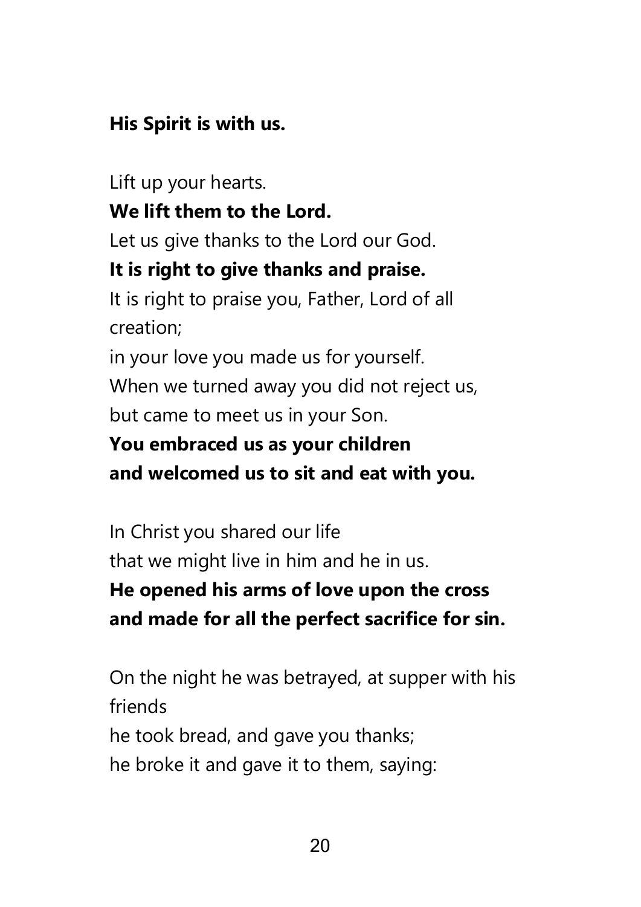**His Spirit is with us.**

Lift up your hearts.  
**We lift them to the Lord.**  
Let us give thanks to the Lord our God.  
**It is right to give thanks and praise.**  
It is right to praise you, Father, Lord of all creation;  
in your love you made us for yourself.  
When we turned away you did not reject us,  
but came to meet us in your Son.  
**You embraced us as your children**  
**and welcomed us to sit and eat with you.**

In Christ you shared our life  
that we might live in him and he in us.  
**He opened his arms of love upon the cross**  
**and made for all the perfect sacrifice for sin.**

On the night he was betrayed, at supper with his friends  
he took bread, and gave you thanks;  
he broke it and gave it to them, saying: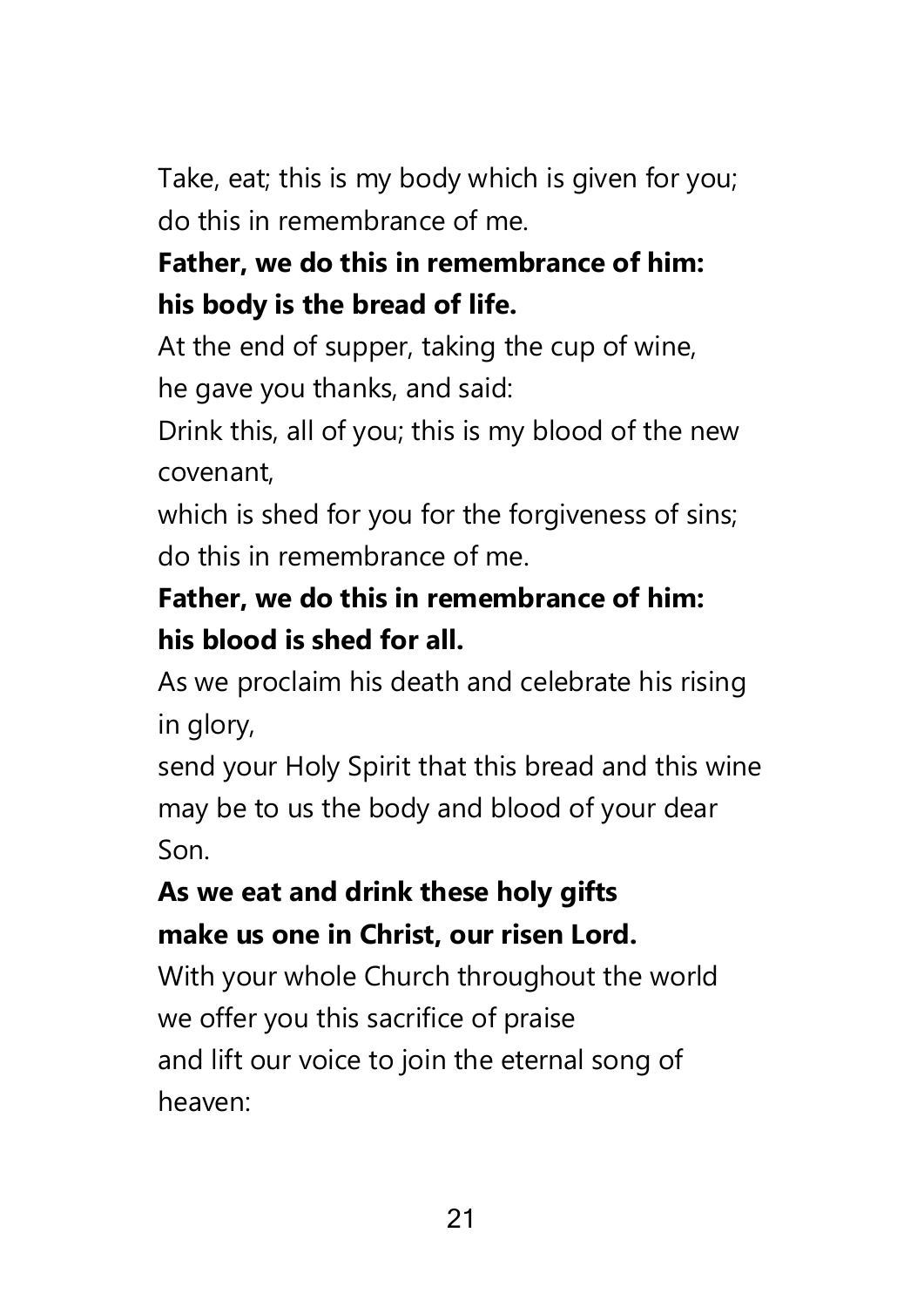Take, eat; this is my body which is given for you;
do this in remembrance of me.

**Father, we do this in remembrance of him:**
**his body is the bread of life.**

At the end of supper, taking the cup of wine,
he gave you thanks, and said:
Drink this, all of you; this is my blood of the new covenant,
which is shed for you for the forgiveness of sins;
do this in remembrance of me.

**Father, we do this in remembrance of him:**
**his blood is shed for all.**

As we proclaim his death and celebrate his rising in glory,
send your Holy Spirit that this bread and this wine
may be to us the body and blood of your dear Son.

**As we eat and drink these holy gifts**
**make us one in Christ, our risen Lord.**

With your whole Church throughout the world
we offer you this sacrifice of praise
and lift our voice to join the eternal song of heaven: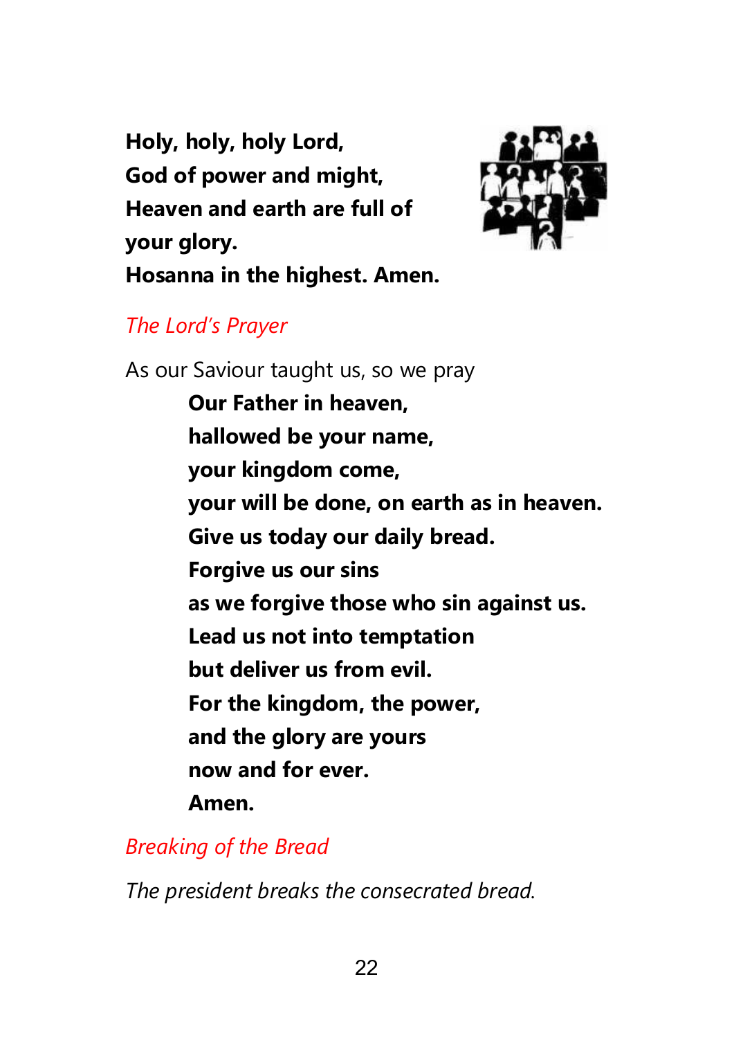**Holy, holy, holy Lord,**
**God of power and might,**
**Heaven and earth are full of**
**your glory.**
**Hosanna in the highest. Amen.**

*The Lord's Prayer*

As our Saviour taught us, so we pray

**Our Father in heaven,**
**hallowed be your name,**
**your kingdom come,**
**your will be done, on earth as in heaven.**
**Give us today our daily bread.**
**Forgive us our sins**
**as we forgive those who sin against us.**
**Lead us not into temptation**
**but deliver us from evil.**
**For the kingdom, the power,**
**and the glory are yours**
**now and for ever.**
**Amen.**

*Breaking of the Bread*

*The president breaks the consecrated bread.*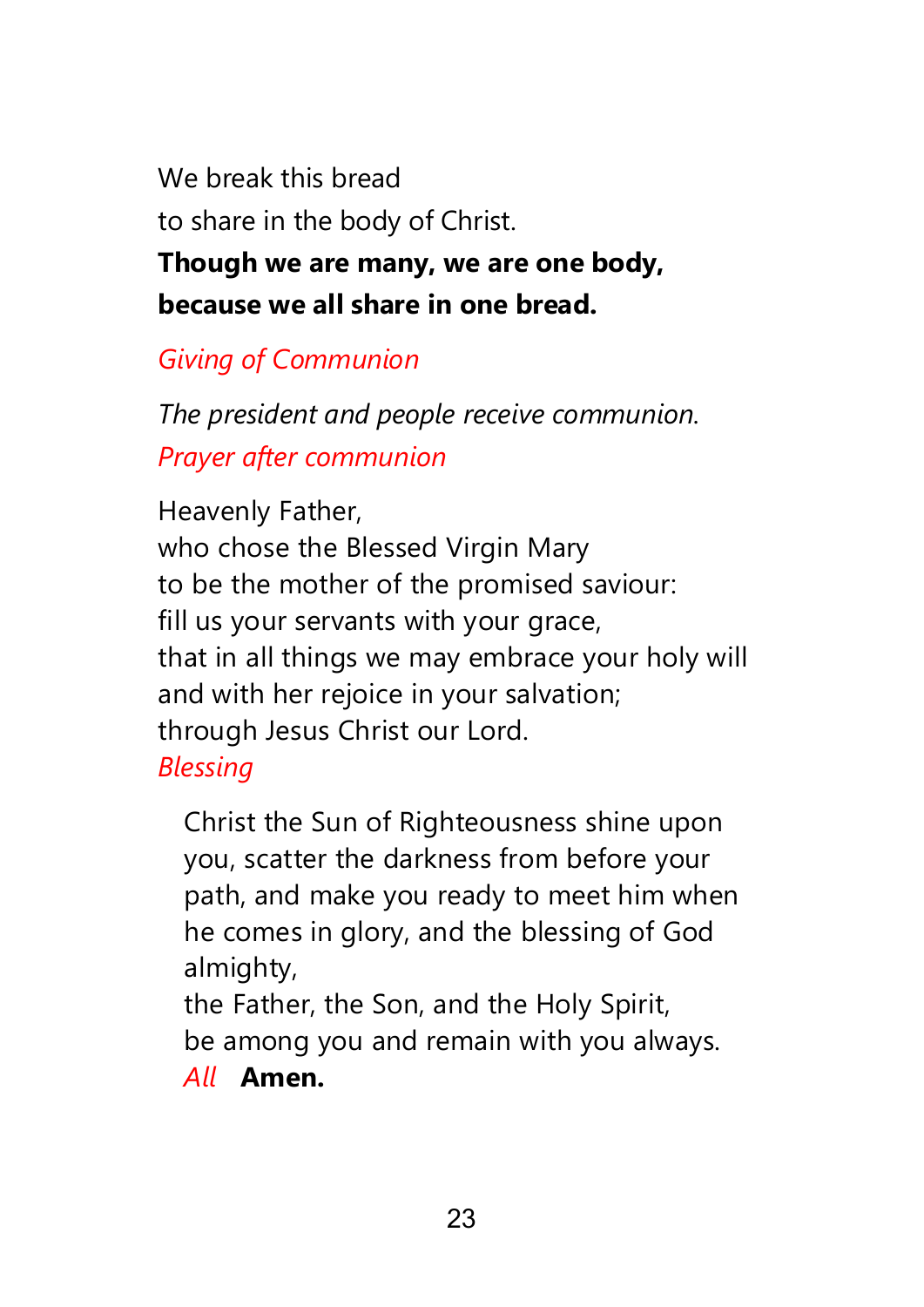We break this bread
to share in the body of Christ.
**Though we are many, we are one body,**
**because we all share in one bread.**

*Giving of Communion*

*The president and people receive communion.*

*Prayer after communion*

Heavenly Father,
who chose the Blessed Virgin Mary
to be the mother of the promised saviour:
fill us your servants with your grace,
that in all things we may embrace your holy will
and with her rejoice in your salvation;
through Jesus Christ our Lord.

*Blessing*

Christ the Sun of Righteousness shine upon you, scatter the darkness from before your path, and make you ready to meet him when he comes in glory, and the blessing of God almighty,
the Father, the Son, and the Holy Spirit,
be among you and remain with you always.
*All* **Amen.**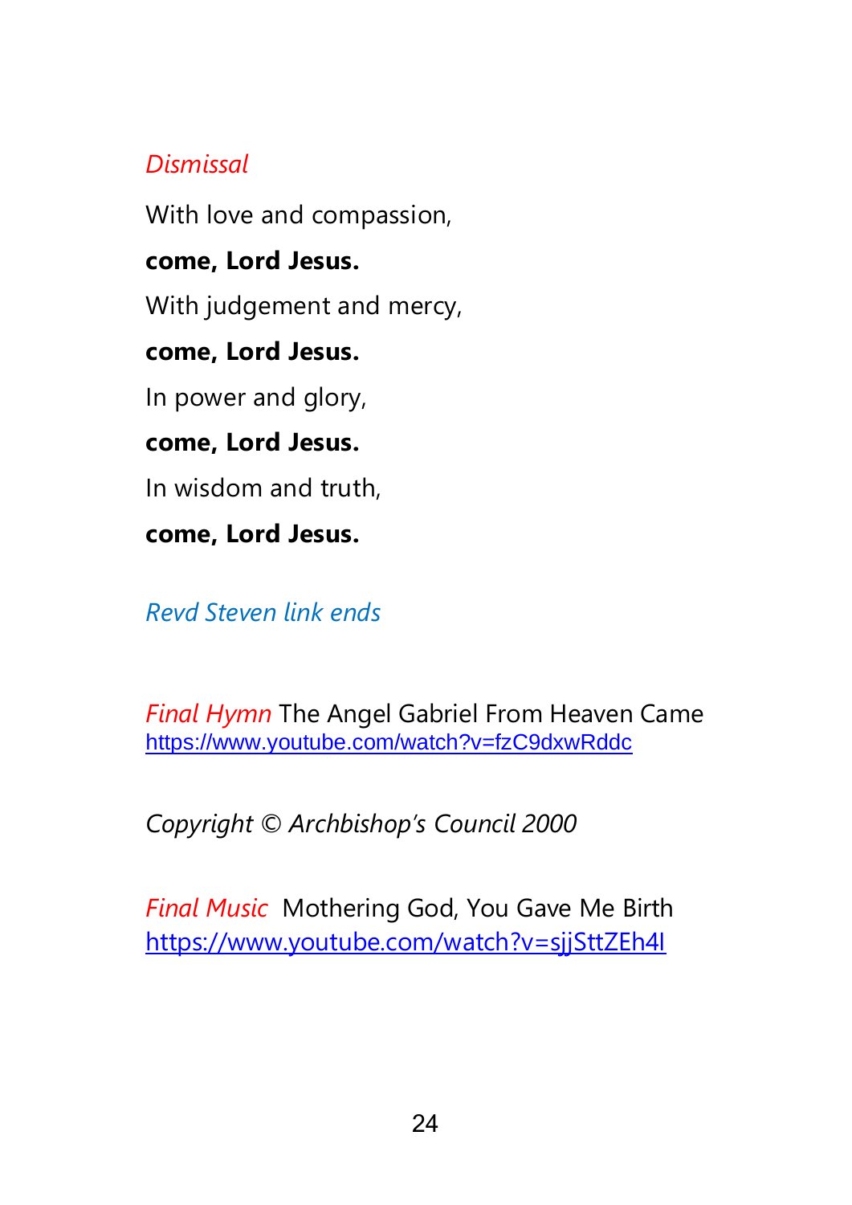*Dismissal*

With love and compassion,

**come, Lord Jesus.**

With judgement and mercy,

**come, Lord Jesus.**

In power and glory,

**come, Lord Jesus.**

In wisdom and truth,

**come, Lord Jesus.**

*Revd Steven link ends*

*Final Hymn* The Angel Gabriel From Heaven Came
https://www.youtube.com/watch?v=fzC9dxwRddc

*Copyright © Archbishop's Council 2000*

*Final Music* Mothering God, You Gave Me Birth
https://www.youtube.com/watch?v=sjjSttZEh4I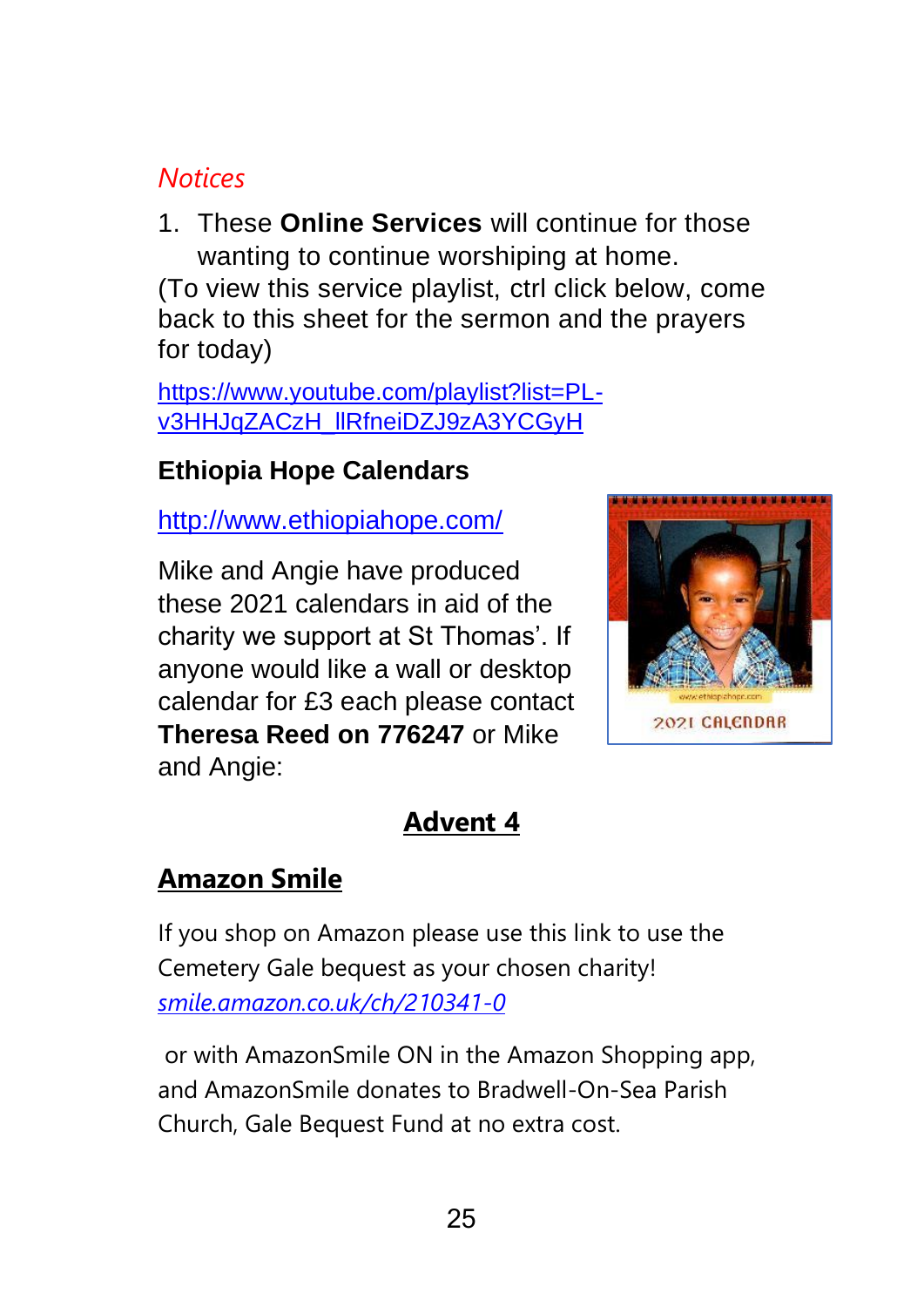*Notices*

1. These **Online Services** will continue for those wanting to continue worshiping at home.

(To view this service playlist, ctrl click below, come back to this sheet for the sermon and the prayers for today)

https://www.youtube.com/playlist?list=PL-v3HHJqZACzH_llRfneiDZJ9zA3YCGyH

**Ethiopia Hope Calendars**

http://www.ethiopiahope.com/

Mike and Angie have produced these 2021 calendars in aid of the charity we support at St Thomas'. If anyone would like a wall or desktop calendar for £3 each please contact **Theresa Reed on 776247** or Mike and Angie:

## Advent 4

## Amazon Smile

If you shop on Amazon please use this link to use the Cemetery Gale bequest as your chosen charity!
*smile.amazon.co.uk/ch/210341-0*

or with AmazonSmile ON in the Amazon Shopping app, and AmazonSmile donates to Bradwell-On-Sea Parish Church, Gale Bequest Fund at no extra cost.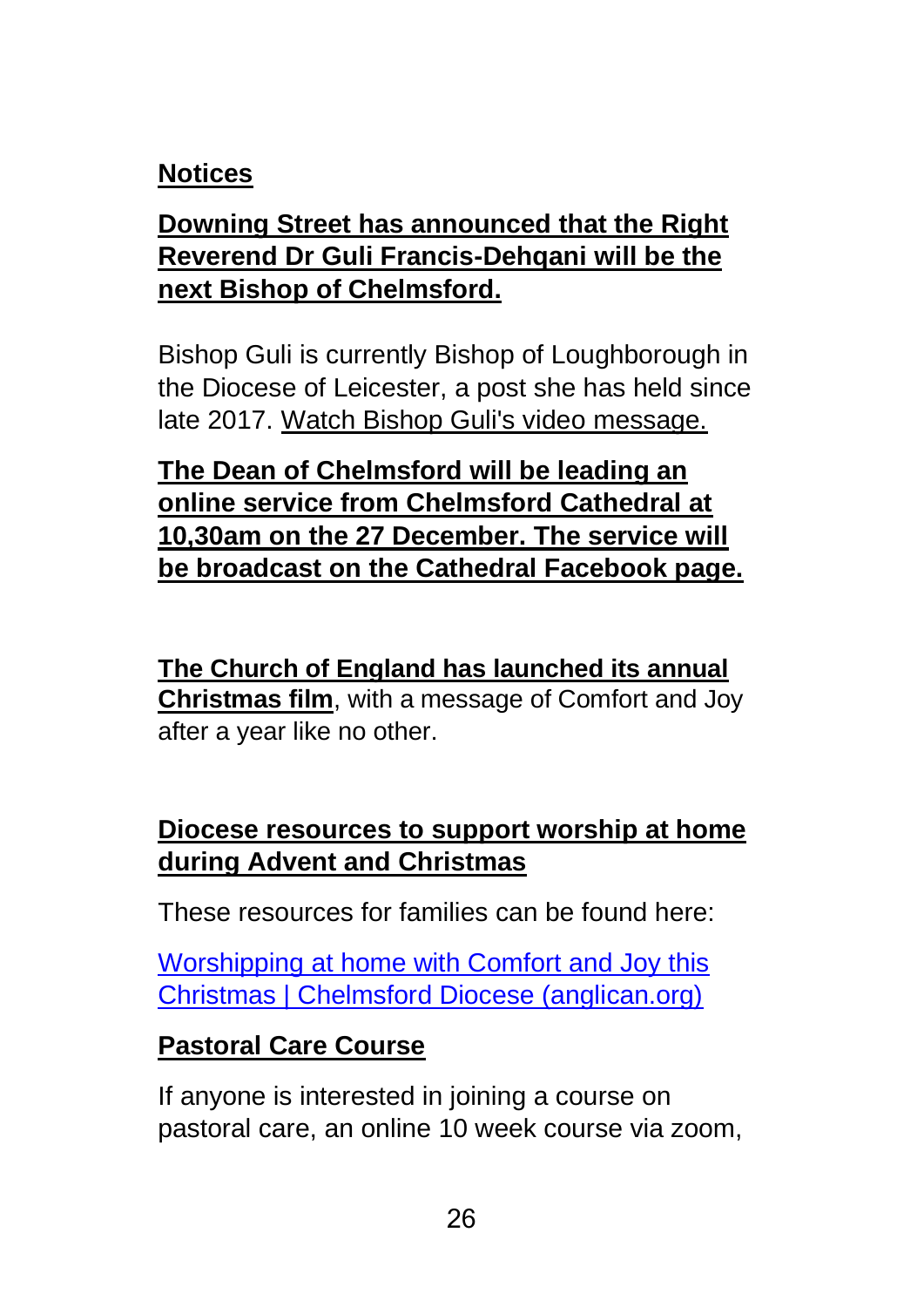## Notices

**Downing Street has announced that the Right Reverend Dr Guli Francis-Dehqani will be the next Bishop of Chelmsford.**

Bishop Guli is currently Bishop of Loughborough in the Diocese of Leicester, a post she has held since late 2017. Watch Bishop Guli's video message.

**The Dean of Chelmsford will be leading an online service from Chelmsford Cathedral at 10,30am on the 27 December. The service will be broadcast on the Cathedral Facebook page.**

**The Church of England has launched its annual Christmas film**, with a message of Comfort and Joy after a year like no other.

**Diocese resources to support worship at home during Advent and Christmas**

These resources for families can be found here:

Worshipping at home with Comfort and Joy this Christmas | Chelmsford Diocese (anglican.org)

**Pastoral Care Course**

If anyone is interested in joining a course on pastoral care, an online 10 week course via zoom,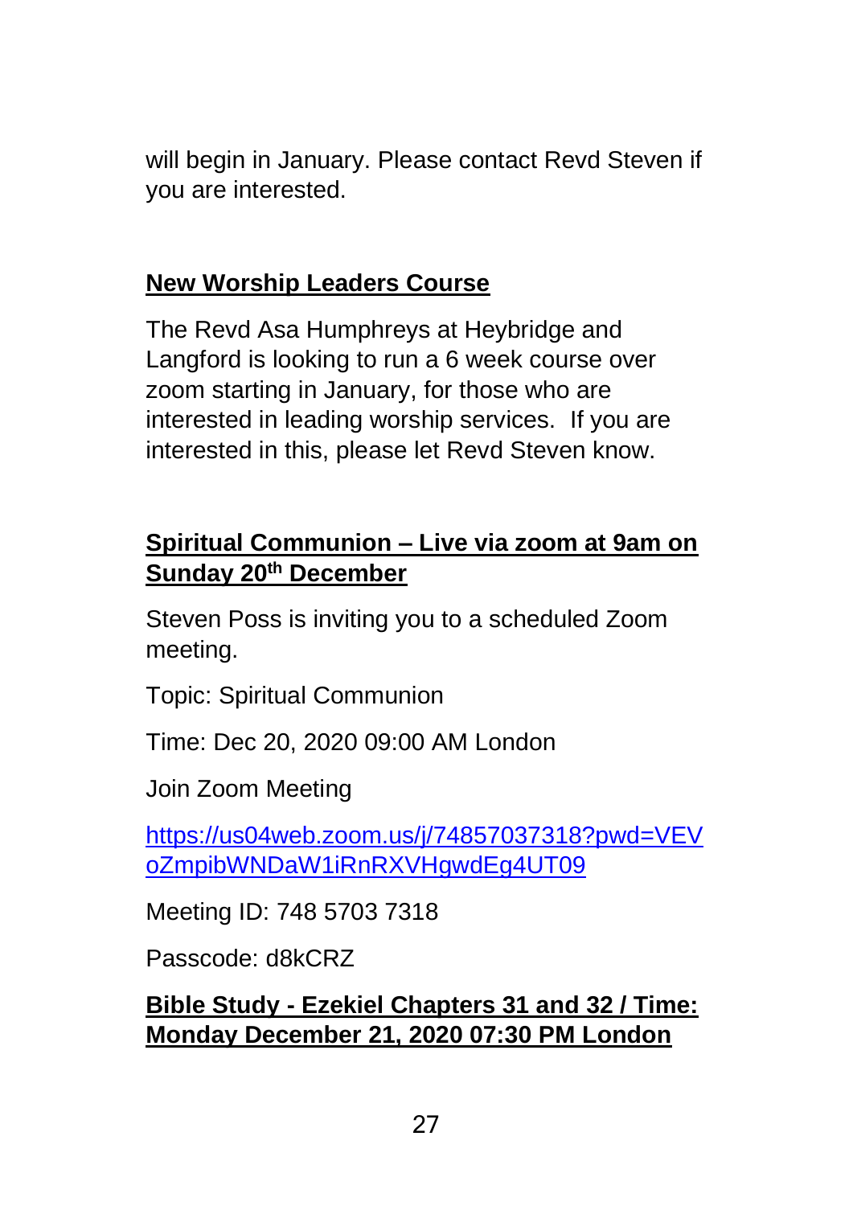will begin in January. Please contact Revd Steven if you are interested.

## New Worship Leaders Course

The Revd Asa Humphreys at Heybridge and Langford is looking to run a 6 week course over zoom starting in January, for those who are interested in leading worship services.  If you are interested in this, please let Revd Steven know.

## Spiritual Communion – Live via zoom at 9am on Sunday 20th December

Steven Poss is inviting you to a scheduled Zoom meeting.

Topic: Spiritual Communion

Time: Dec 20, 2020 09:00 AM London

Join Zoom Meeting

https://us04web.zoom.us/j/74857037318?pwd=VEVoZmpibWNDaW1iRnRXVHgwdEg4UT09

Meeting ID: 748 5703 7318

Passcode: d8kCRZ

## Bible Study - Ezekiel Chapters 31 and 32 / Time: Monday December 21, 2020 07:30 PM London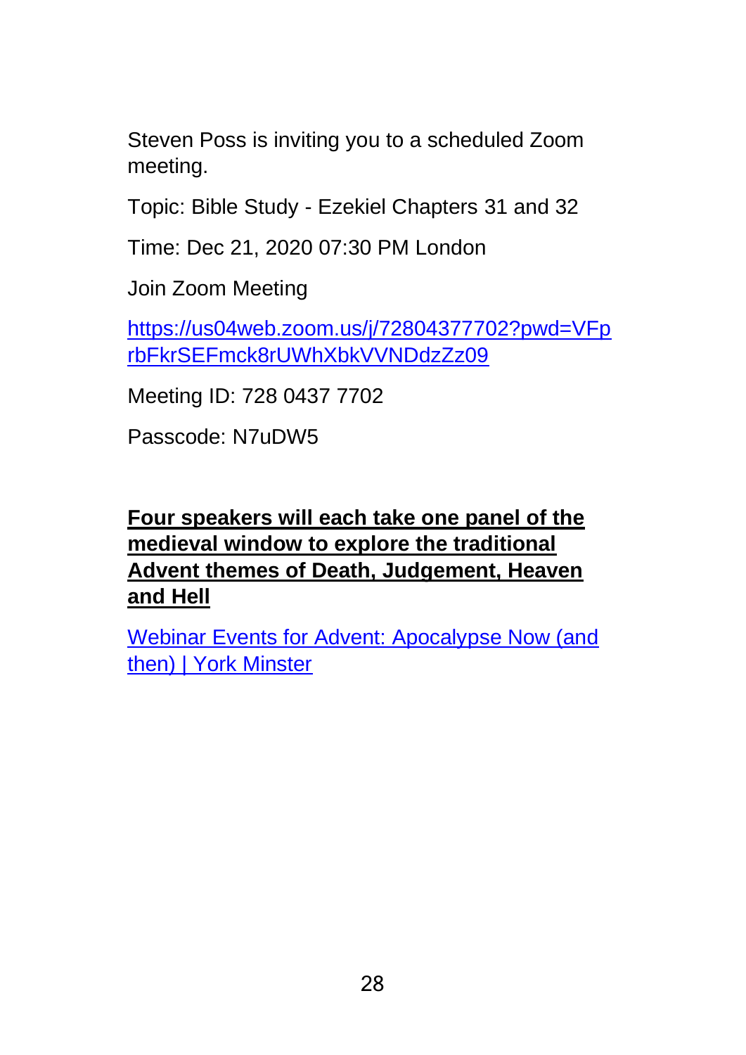Steven Poss is inviting you to a scheduled Zoom meeting.

Topic: Bible Study - Ezekiel Chapters 31 and 32

Time: Dec 21, 2020 07:30 PM London

Join Zoom Meeting

https://us04web.zoom.us/j/72804377702?pwd=VFprbFkrSEFmck8rUWhXbkVVNDdzZz09

Meeting ID: 728 0437 7702

Passcode: N7uDW5

**Four speakers will each take one panel of the medieval window to explore the traditional Advent themes of Death, Judgement, Heaven and Hell**

Webinar Events for Advent: Apocalypse Now (and then) | York Minster